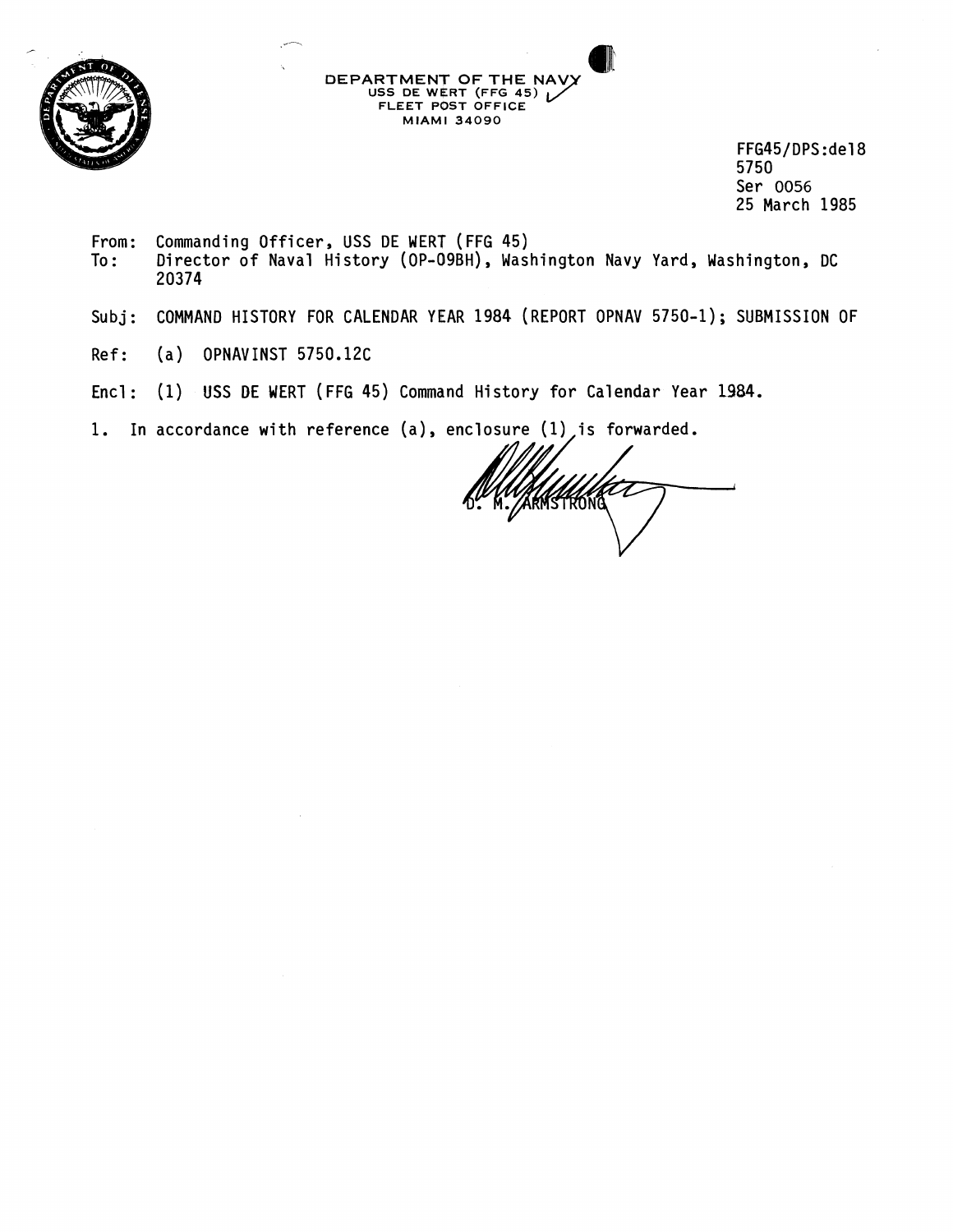DEPARTMENT OF THE NAVY
USS DE WERT (FFG 45)
FLEET POST OFFICE
MIAMI 34090

FFG45/DPS:del8
5750
Ser 0056
25 March 1985

From: Commanding Officer, USS DE WERT (FFG 45)
To: Director of Naval History (OP-09BH), Washington Navy Yard, Washington, DC 20374

Subj: COMMAND HISTORY FOR CALENDAR YEAR 1984 (REPORT OPNAV 5750-1); SUBMISSION OF

Ref: (a) OPNAVINST 5750.12C

Encl: (1) USS DE WERT (FFG 45) Command History for Calendar Year 1984.

1. In accordance with reference (a), enclosure (1) is forwarded.

D. M. ARMSTRONG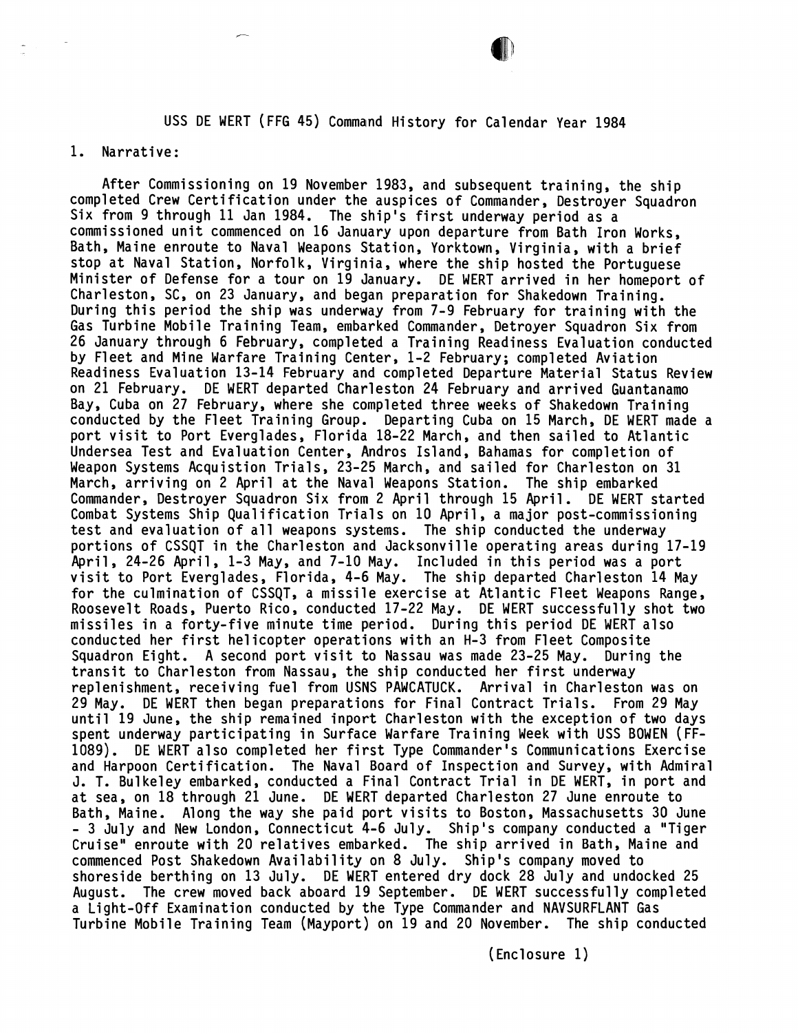USS DE WERT (FFG 45) Command History for Calendar Year 1984

1. Narrative:

After Commissioning on 19 November 1983, and subsequent training, the ship completed Crew Certification under the auspices of Commander, Destroyer Squadron Six from 9 through 11 Jan 1984. The ship's first underway period as a commissioned unit commenced on 16 January upon departure from Bath Iron Works, Bath, Maine enroute to Naval Weapons Station, Yorktown, Virginia, with a brief stop at Naval Station, Norfolk, Virginia, where the ship hosted the Portuguese Minister of Defense for a tour on 19 January. DE WERT arrived in her homeport of Charleston, SC, on 23 January, and began preparation for Shakedown Training. During this period the ship was underway from 7-9 February for training with the Gas Turbine Mobile Training Team, embarked Commander, Detroyer Squadron Six from 26 January through 6 February, completed a Training Readiness Evaluation conducted by Fleet and Mine Warfare Training Center, 1-2 February; completed Aviation Readiness Evaluation 13-14 February and completed Departure Material Status Review on 21 February. DE WERT departed Charleston 24 February and arrived Guantanamo Bay, Cuba on 27 February, where she completed three weeks of Shakedown Training conducted by the Fleet Training Group. Departing Cuba on 15 March, DE WERT made a port visit to Port Everglades, Florida 18-22 March, and then sailed to Atlantic Undersea Test and Evaluation Center, Andros Island, Bahamas for completion of Weapon Systems Acquistion Trials, 23-25 March, and sailed for Charleston on 31 March, arriving on 2 April at the Naval Weapons Station. The ship embarked Commander, Destroyer Squadron Six from 2 April through 15 April. DE WERT started Combat Systems Ship Qualification Trials on 10 April, a major post-commissioning test and evaluation of all weapons systems. The ship conducted the underway portions of CSSQT in the Charleston and Jacksonville operating areas during 17-19 April, 24-26 April, 1-3 May, and 7-10 May. Included in this period was a port visit to Port Everglades, Florida, 4-6 May. The ship departed Charleston 14 May for the culmination of CSSQT, a missile exercise at Atlantic Fleet Weapons Range, Roosevelt Roads, Puerto Rico, conducted 17-22 May. DE WERT successfully shot two missiles in a forty-five minute time period. During this period DE WERT also conducted her first helicopter operations with an H-3 from Fleet Composite Squadron Eight. A second port visit to Nassau was made 23-25 May. During the transit to Charleston from Nassau, the ship conducted her first underway replenishment, receiving fuel from USNS PAWCATUCK. Arrival in Charleston was on 29 May. DE WERT then began preparations for Final Contract Trials. From 29 May until 19 June, the ship remained inport Charleston with the exception of two days spent underway participating in Surface Warfare Training Week with USS BOWEN (FF-1089). DE WERT also completed her first Type Commander's Communications Exercise and Harpoon Certification. The Naval Board of Inspection and Survey, with Admiral J. T. Bulkeley embarked, conducted a Final Contract Trial in DE WERT, in port and at sea, on 18 through 21 June. DE WERT departed Charleston 27 June enroute to Bath, Maine. Along the way she paid port visits to Boston, Massachusetts 30 June - 3 July and New London, Connecticut 4-6 July. Ship's company conducted a "Tiger Cruise" enroute with 20 relatives embarked. The ship arrived in Bath, Maine and commenced Post Shakedown Availability on 8 July. Ship's company moved to shoreside berthing on 13 July. DE WERT entered dry dock 28 July and undocked 25 August. The crew moved back aboard 19 September. DE WERT successfully completed a Light-Off Examination conducted by the Type Commander and NAVSURFLANT Gas Turbine Mobile Training Team (Mayport) on 19 and 20 November. The ship conducted

(Enclosure 1)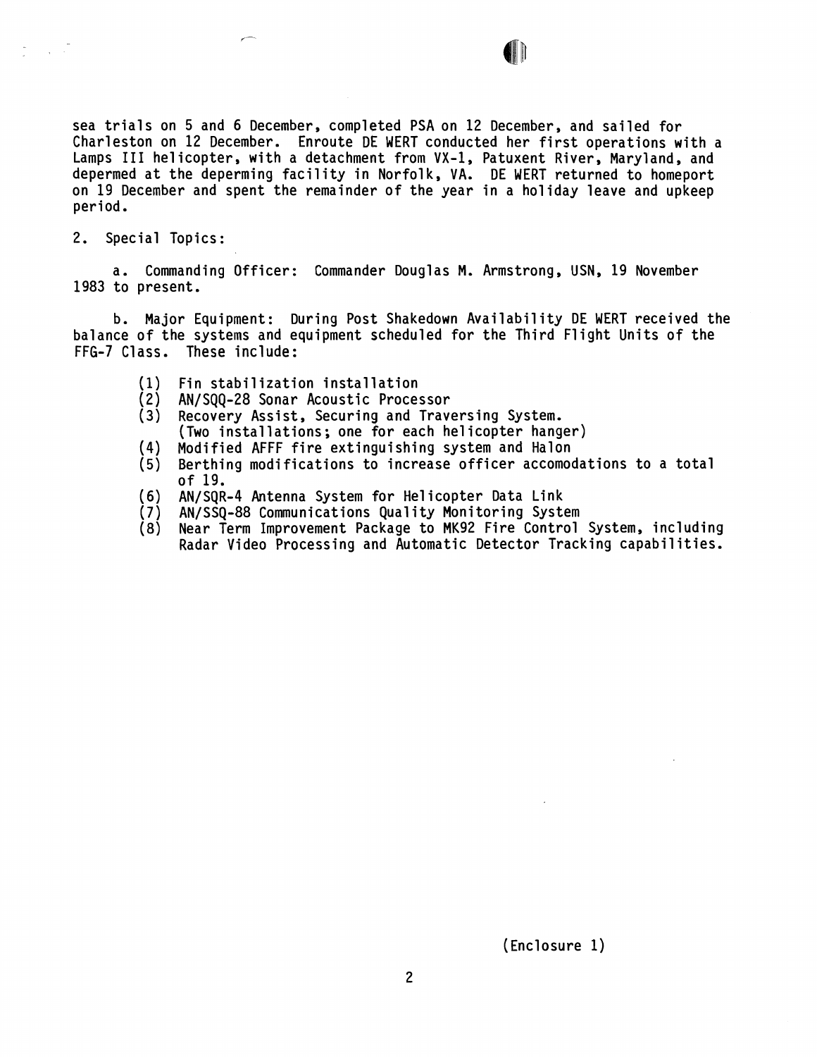sea trials on 5 and 6 December, completed PSA on 12 December, and sailed for Charleston on 12 December. Enroute DE WERT conducted her first operations with a Lamps III helicopter, with a detachment from VX-1, Patuxent River, Maryland, and depermed at the deperming facility in Norfolk, VA. DE WERT returned to homeport on 19 December and spent the remainder of the year in a holiday leave and upkeep period.

2. Special Topics:

a. Commanding Officer: Commander Douglas M. Armstrong, USN, 19 November 1983 to present.

b. Major Equipment: During Post Shakedown Availability DE WERT received the balance of the systems and equipment scheduled for the Third Flight Units of the FFG-7 Class. These include:

(1) Fin stabilization installation
(2) AN/SQQ-28 Sonar Acoustic Processor
(3) Recovery Assist, Securing and Traversing System. (Two installations; one for each helicopter hanger)
(4) Modified AFFF fire extinguishing system and Halon
(5) Berthing modifications to increase officer accomodations to a total of 19.
(6) AN/SQR-4 Antenna System for Helicopter Data Link
(7) AN/SSQ-88 Communications Quality Monitoring System
(8) Near Term Improvement Package to MK92 Fire Control System, including Radar Video Processing and Automatic Detector Tracking capabilities.

(Enclosure 1)